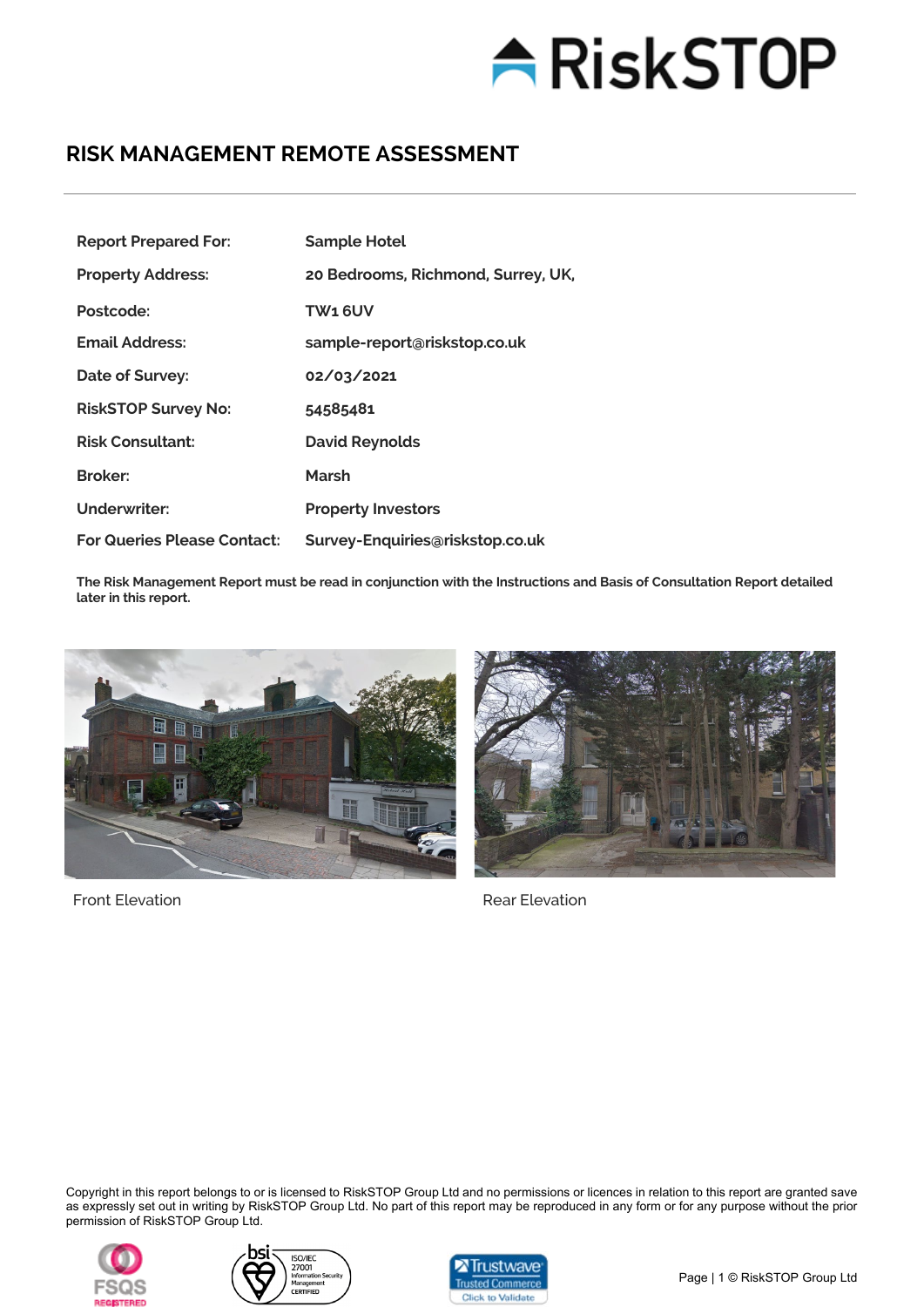# RISK MANAGEMENT REMOTE ASSESSMENT

| | |
|---|---|
| **Report Prepared For:** | **Sample Hotel** |
| **Property Address:** | **20 Bedrooms, Richmond, Surrey, UK,** |
| **Postcode:** | **TW1 6UV** |
| **Email Address:** | **sample-report@riskstop.co.uk** |
| **Date of Survey:** | **02/03/2021** |
| **RiskSTOP Survey No:** | **54585481** |
| **Risk Consultant:** | **David Reynolds** |
| **Broker:** | **Marsh** |
| **Underwriter:** | **Property Investors** |
| **For Queries Please Contact:** | **Survey-Enquiries@riskstop.co.uk** |

**The Risk Management Report must be read in conjunction with the Instructions and Basis of Consultation Report detailed later in this report.**

Front Elevation

Rear Elevation

Copyright in this report belongs to or is licensed to RiskSTOP Group Ltd and no permissions or licences in relation to this report are granted save as expressly set out in writing by RiskSTOP Group Ltd. No part of this report may be reproduced in any form or for any purpose without the prior permission of RiskSTOP Group Ltd.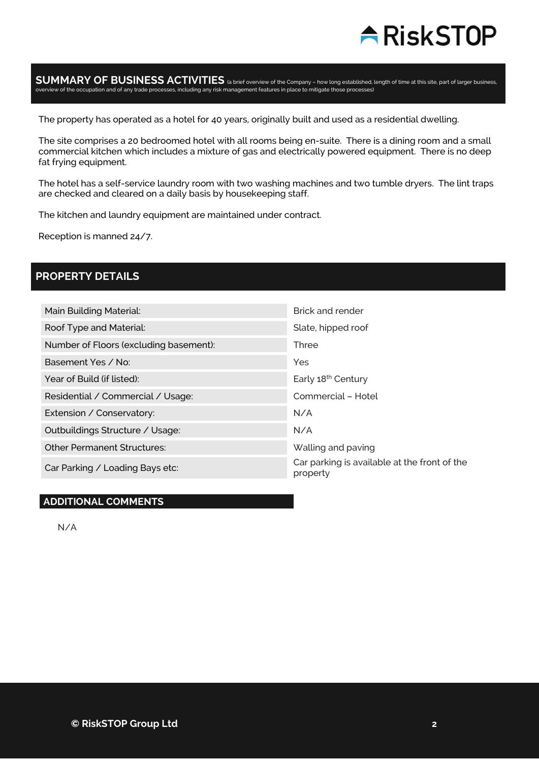## SUMMARY OF BUSINESS ACTIVITIES (a brief overview of the Company – how long established, length of time at this site, part of larger business, overview of the occupation and of any trade processes, including any risk management features in place to mitigate those processes)

The property has operated as a hotel for 40 years, originally built and used as a residential dwelling.

The site comprises a 20 bedroomed hotel with all rooms being en-suite. There is a dining room and a small commercial kitchen which includes a mixture of gas and electrically powered equipment. There is no deep fat frying equipment.

The hotel has a self-service laundry room with two washing machines and two tumble dryers. The lint traps are checked and cleared on a daily basis by housekeeping staff.

The kitchen and laundry equipment are maintained under contract.

Reception is manned 24/7.

## PROPERTY DETAILS

| | |
|---|---|
| Main Building Material: | Brick and render |
| Roof Type and Material: | Slate, hipped roof |
| Number of Floors (excluding basement): | Three |
| Basement Yes / No: | Yes |
| Year of Build (if listed): | Early 18th Century |
| Residential / Commercial / Usage: | Commercial – Hotel |
| Extension / Conservatory: | N/A |
| Outbuildings Structure / Usage: | N/A |
| Other Permanent Structures: | Walling and paving |
| Car Parking / Loading Bays etc: | Car parking is available at the front of the property |

### ADDITIONAL COMMENTS

N/A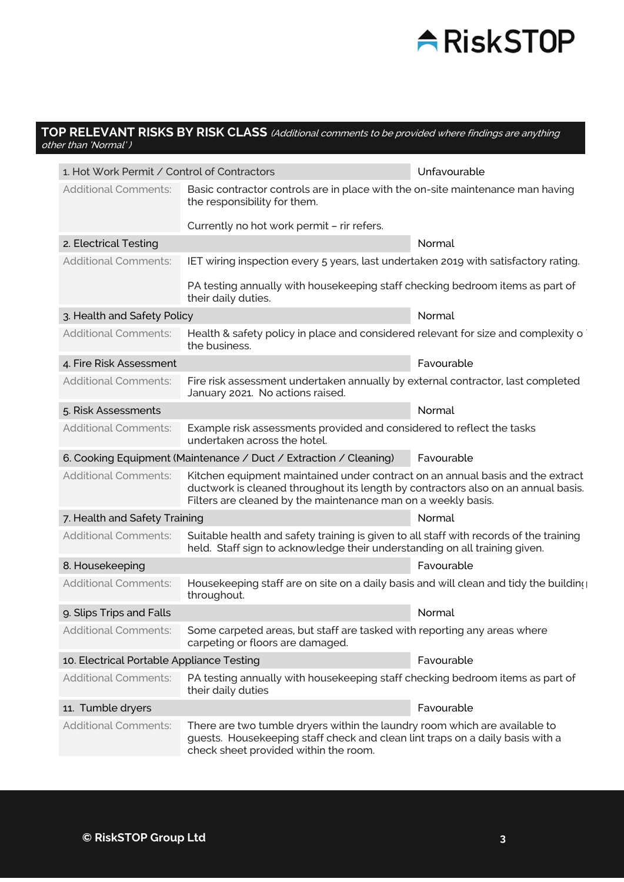## TOP RELEVANT RISKS BY RISK CLASS *(Additional comments to be provided where findings are anything other than 'Normal')*

| Risk Class | Finding |
|---|---|
| **1. Hot Work Permit / Control of Contractors** | **Unfavourable** |
| Additional Comments: | Basic contractor controls are in place with the on-site maintenance man having the responsibility for them.<br><br>Currently no hot work permit – rir refers. |
| **2. Electrical Testing** | **Normal** |
| Additional Comments: | IET wiring inspection every 5 years, last undertaken 2019 with satisfactory rating.<br><br>PA testing annually with housekeeping staff checking bedroom items as part of their daily duties. |
| **3. Health and Safety Policy** | **Normal** |
| Additional Comments: | Health & safety policy in place and considered relevant for size and complexity of the business. |
| **4. Fire Risk Assessment** | **Favourable** |
| Additional Comments: | Fire risk assessment undertaken annually by external contractor, last completed January 2021. No actions raised. |
| **5. Risk Assessments** | **Normal** |
| Additional Comments: | Example risk assessments provided and considered to reflect the tasks undertaken across the hotel. |
| **6. Cooking Equipment (Maintenance / Duct / Extraction / Cleaning)** | **Favourable** |
| Additional Comments: | Kitchen equipment maintained under contract on an annual basis and the extract ductwork is cleaned throughout its length by contractors also on an annual basis. Filters are cleaned by the maintenance man on a weekly basis. |
| **7. Health and Safety Training** | **Normal** |
| Additional Comments: | Suitable health and safety training is given to all staff with records of the training held. Staff sign to acknowledge their understanding on all training given. |
| **8. Housekeeping** | **Favourable** |
| Additional Comments: | Housekeeping staff are on site on a daily basis and will clean and tidy the building throughout. |
| **9. Slips Trips and Falls** | **Normal** |
| Additional Comments: | Some carpeted areas, but staff are tasked with reporting any areas where carpeting or floors are damaged. |
| **10. Electrical Portable Appliance Testing** | **Favourable** |
| Additional Comments: | PA testing annually with housekeeping staff checking bedroom items as part of their daily duties |
| **11. Tumble dryers** | **Favourable** |
| Additional Comments: | There are two tumble dryers within the laundry room which are available to guests. Housekeeping staff check and clean lint traps on a daily basis with a check sheet provided within the room. |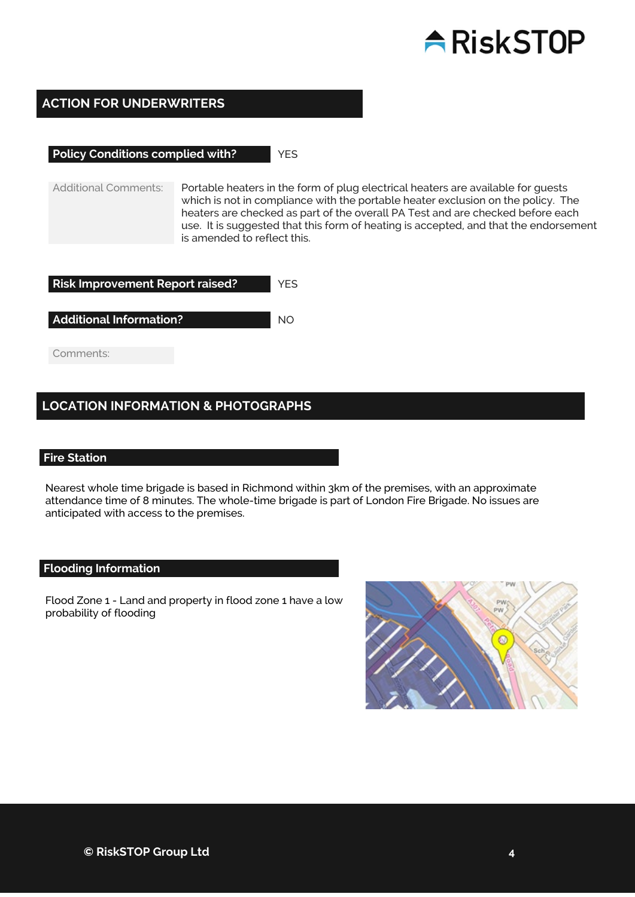## ACTION FOR UNDERWRITERS

**Policy Conditions complied with?** YES

Additional Comments: Portable heaters in the form of plug electrical heaters are available for guests which is not in compliance with the portable heater exclusion on the policy. The heaters are checked as part of the overall PA Test and are checked before each use. It is suggested that this form of heating is accepted, and that the endorsement is amended to reflect this.

**Risk Improvement Report raised?** YES

**Additional Information?** NO

Comments:

## LOCATION INFORMATION & PHOTOGRAPHS

### Fire Station

Nearest whole time brigade is based in Richmond within 3km of the premises, with an approximate attendance time of 8 minutes. The whole-time brigade is part of London Fire Brigade. No issues are anticipated with access to the premises.

### Flooding Information

Flood Zone 1 - Land and property in flood zone 1 have a low probability of flooding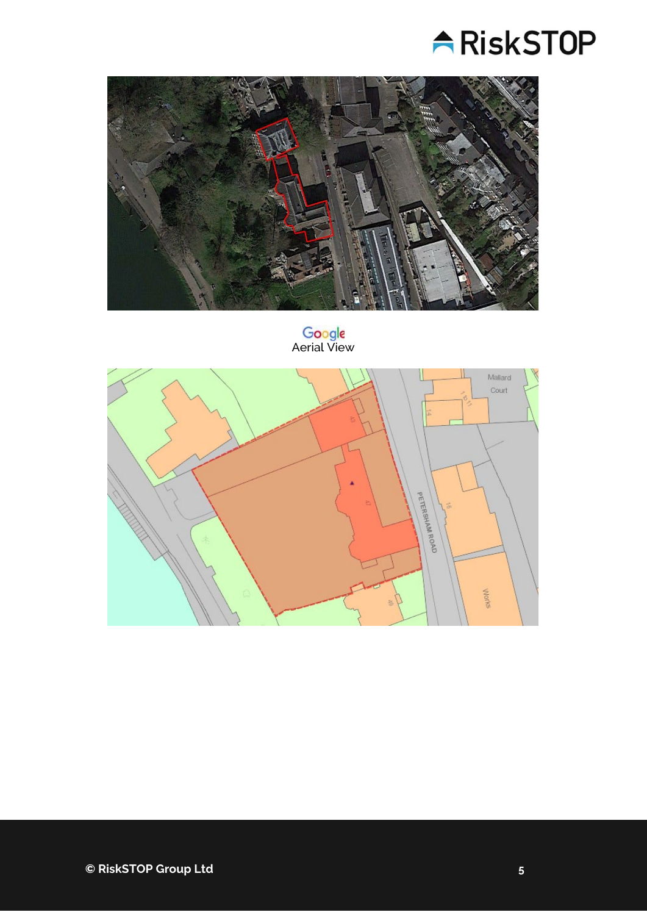Google
Aerial View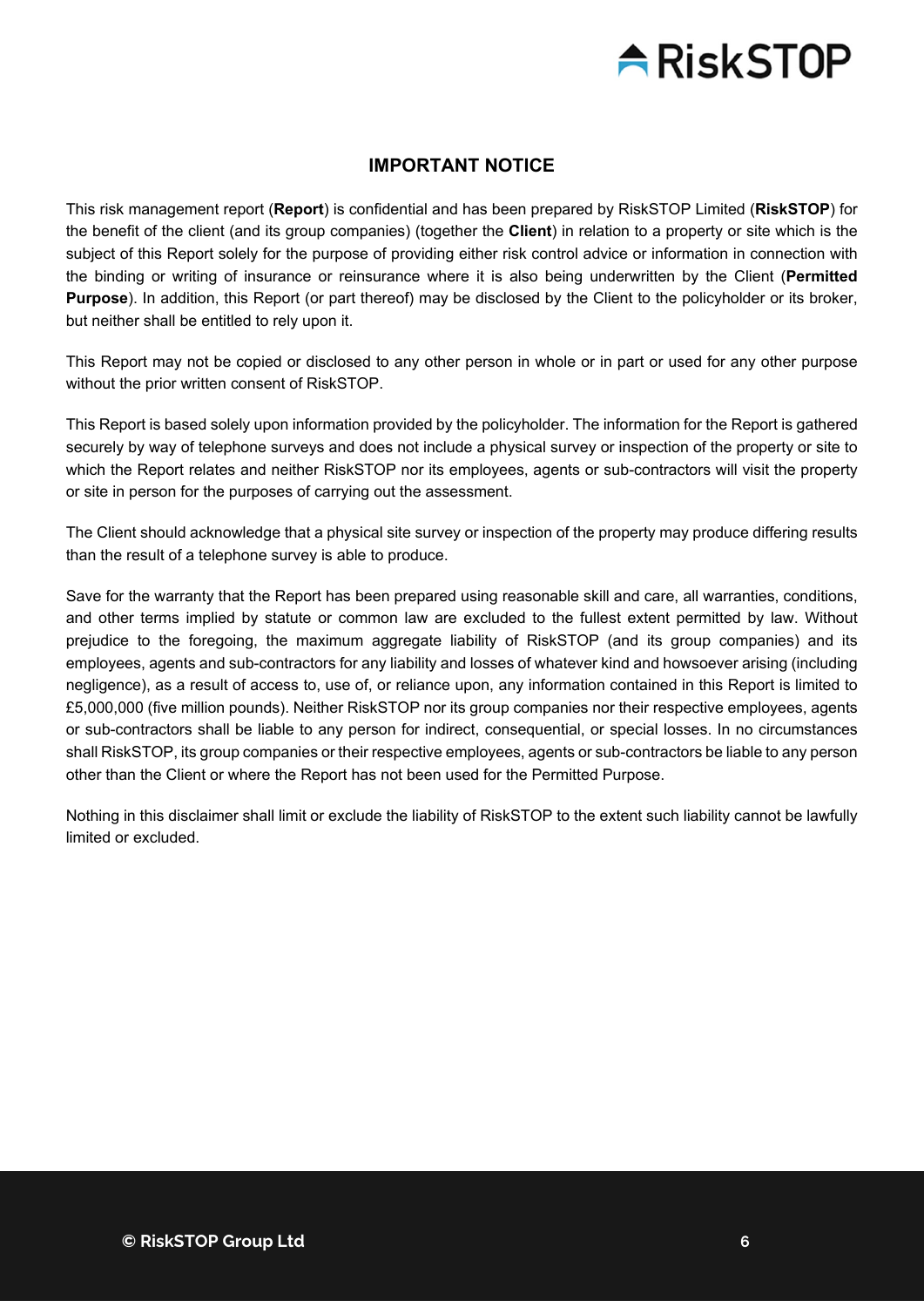## IMPORTANT NOTICE

This risk management report (**Report**) is confidential and has been prepared by RiskSTOP Limited (**RiskSTOP**) for the benefit of the client (and its group companies) (together the **Client**) in relation to a property or site which is the subject of this Report solely for the purpose of providing either risk control advice or information in connection with the binding or writing of insurance or reinsurance where it is also being underwritten by the Client (**Permitted Purpose**). In addition, this Report (or part thereof) may be disclosed by the Client to the policyholder or its broker, but neither shall be entitled to rely upon it.

This Report may not be copied or disclosed to any other person in whole or in part or used for any other purpose without the prior written consent of RiskSTOP.

This Report is based solely upon information provided by the policyholder. The information for the Report is gathered securely by way of telephone surveys and does not include a physical survey or inspection of the property or site to which the Report relates and neither RiskSTOP nor its employees, agents or sub-contractors will visit the property or site in person for the purposes of carrying out the assessment.

The Client should acknowledge that a physical site survey or inspection of the property may produce differing results than the result of a telephone survey is able to produce.

Save for the warranty that the Report has been prepared using reasonable skill and care, all warranties, conditions, and other terms implied by statute or common law are excluded to the fullest extent permitted by law. Without prejudice to the foregoing, the maximum aggregate liability of RiskSTOP (and its group companies) and its employees, agents and sub-contractors for any liability and losses of whatever kind and howsoever arising (including negligence), as a result of access to, use of, or reliance upon, any information contained in this Report is limited to £5,000,000 (five million pounds). Neither RiskSTOP nor its group companies nor their respective employees, agents or sub-contractors shall be liable to any person for indirect, consequential, or special losses. In no circumstances shall RiskSTOP, its group companies or their respective employees, agents or sub-contractors be liable to any person other than the Client or where the Report has not been used for the Permitted Purpose.

Nothing in this disclaimer shall limit or exclude the liability of RiskSTOP to the extent such liability cannot be lawfully limited or excluded.